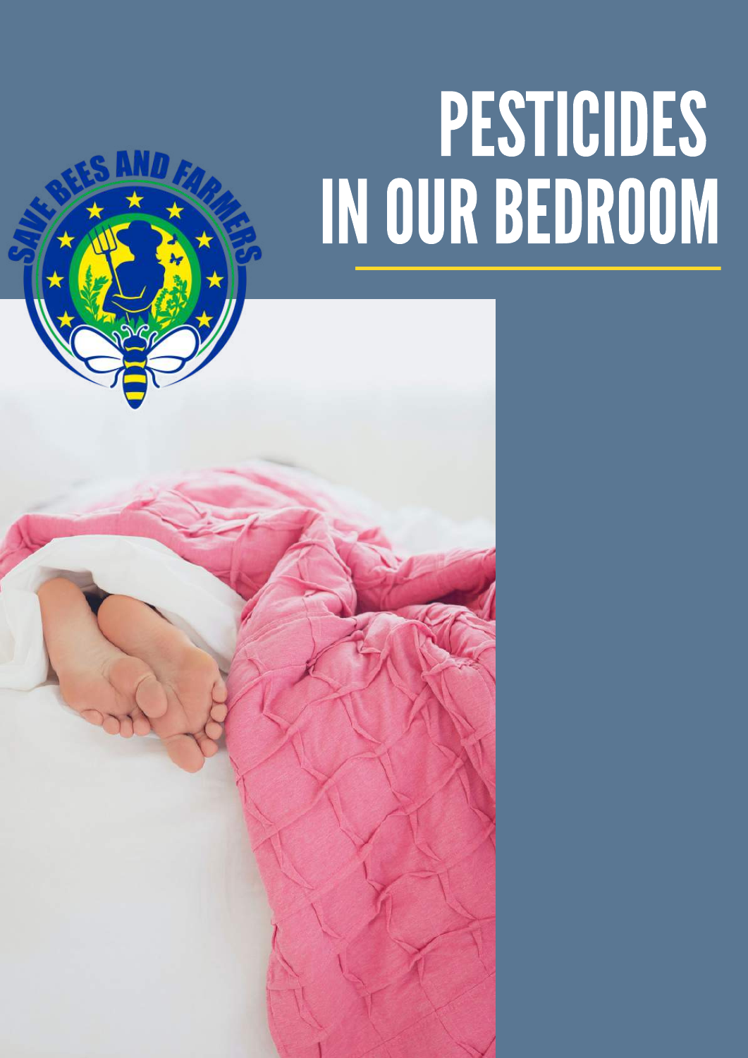# PESTICIDES IN OUR BEDROOM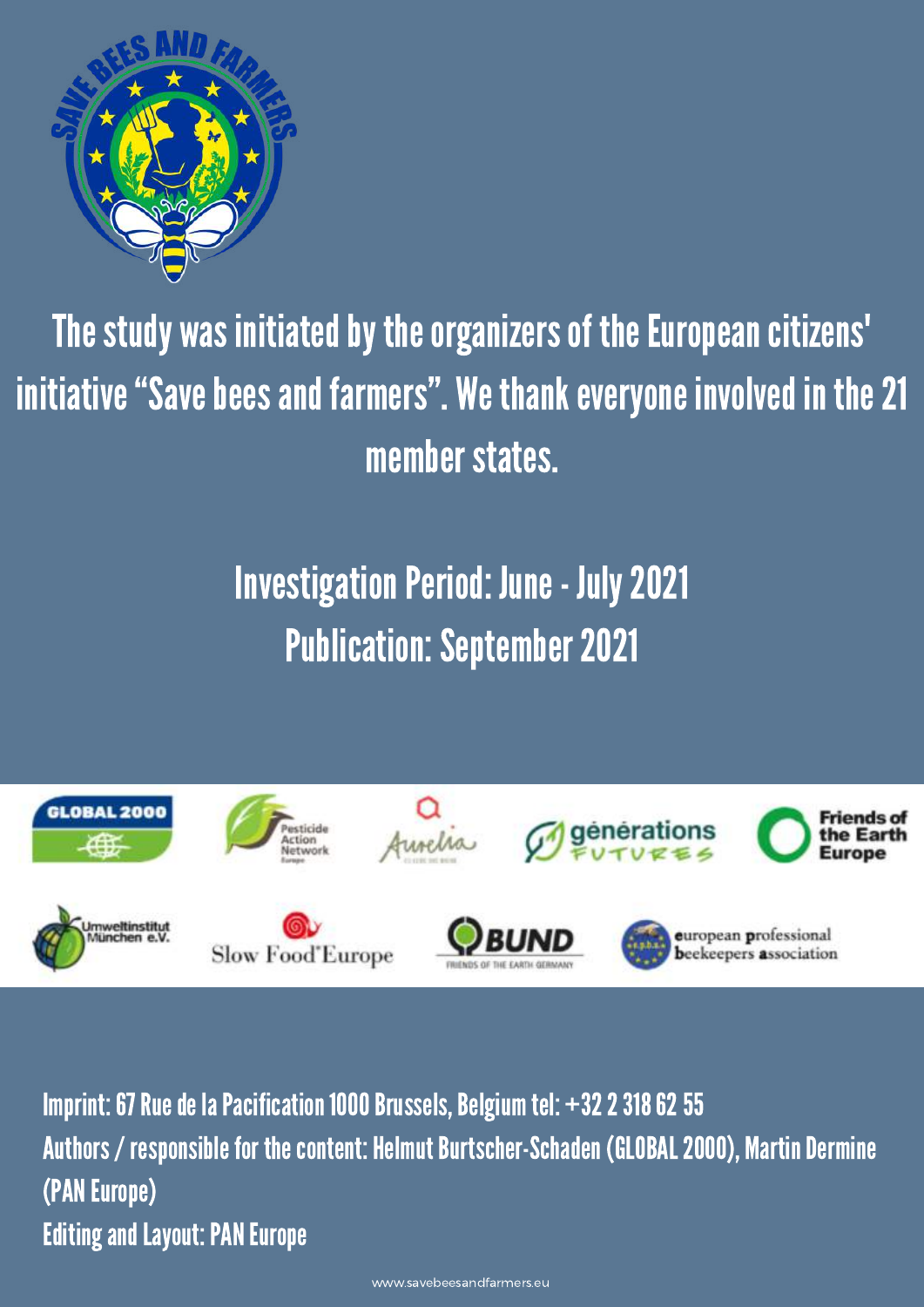The study was initiated by the organizers of the European citizens' initiative "Save bees and farmers". We thank everyone involved in the 21 member states.

Investigation Period: June - July 2021
Publication: September 2021

Imprint: 67 Rue de la Pacification 1000 Brussels, Belgium tel: +32 2 318 62 55
Authors / responsible for the content: Helmut Burtscher-Schaden (GLOBAL 2000), Martin Dermine (PAN Europe)
Editing and Layout: PAN Europe

www.savebeesandfarmers.eu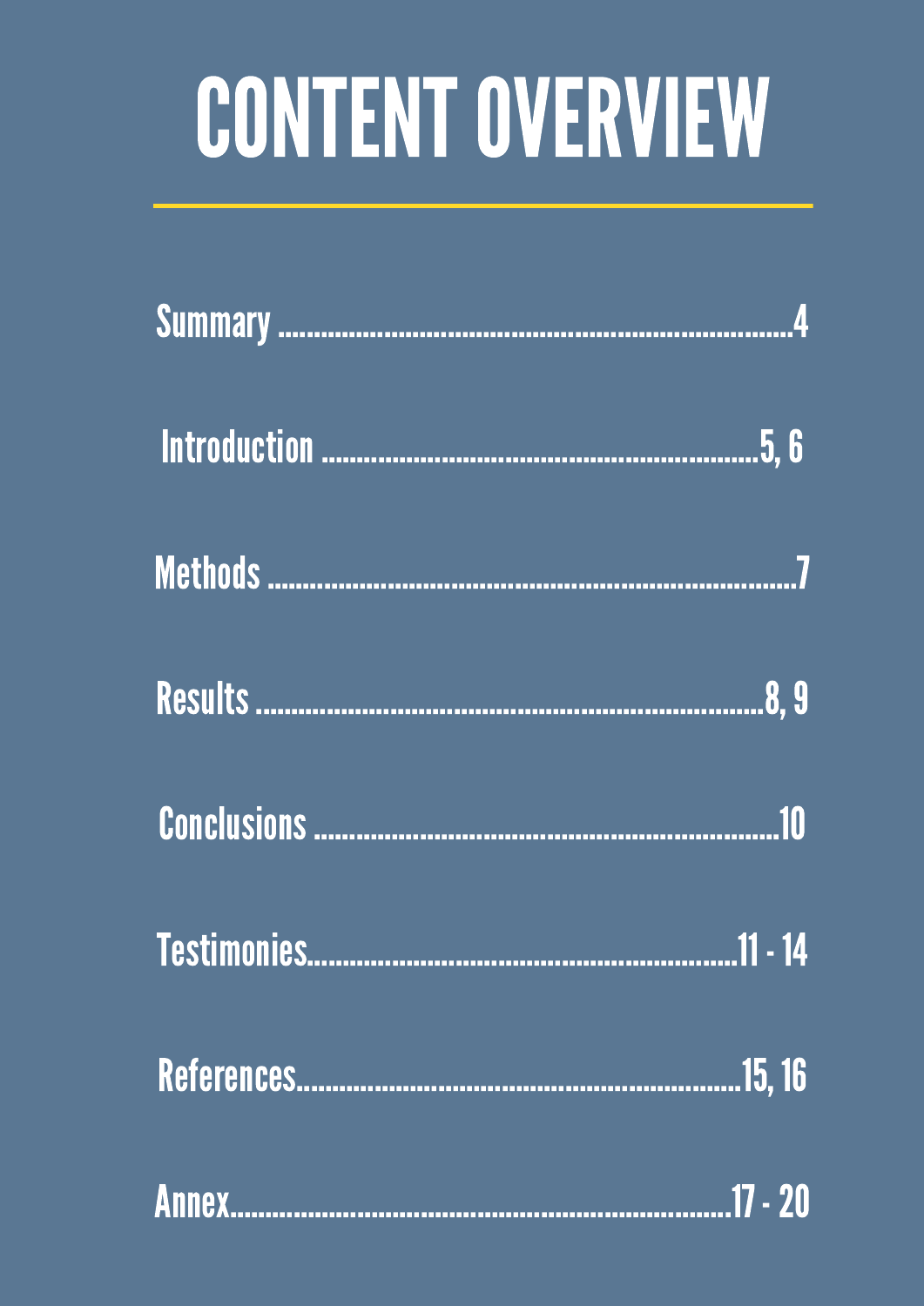# CONTENT OVERVIEW

Summary ........................................................................4

Introduction ...........................................................5, 6

Methods ........................................................................7

Results ......................................................................8, 9

Conclusions ..............................................................10

Testimonies...........................................................11 - 14

References............................................................15, 16

Annex....................................................................17 - 20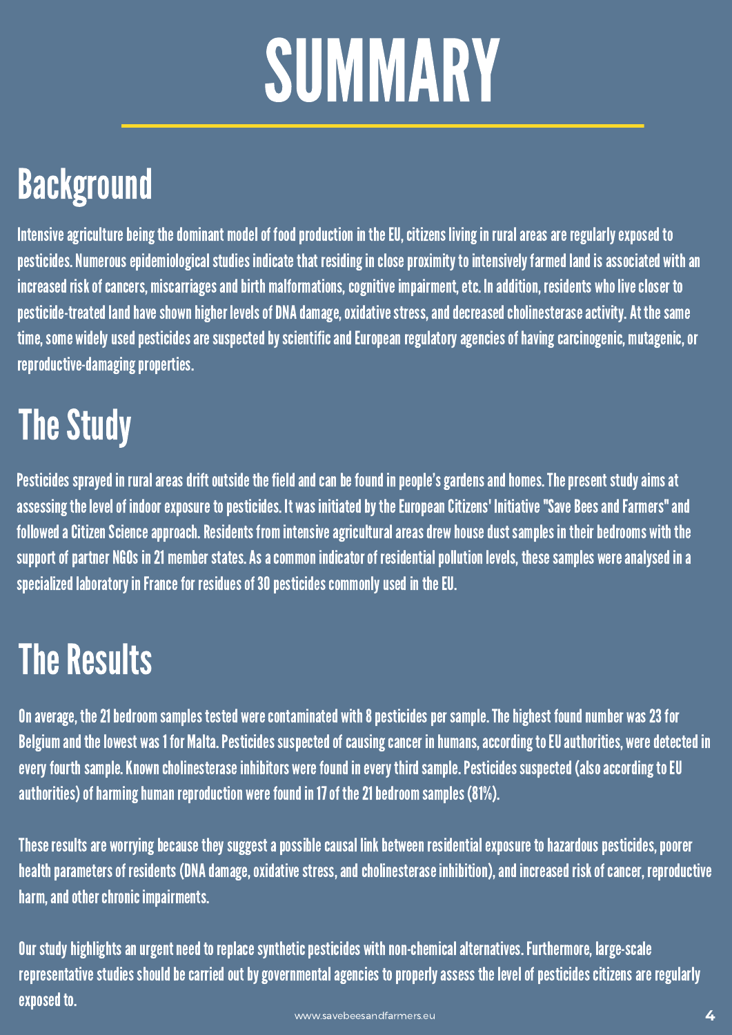# SUMMARY

## Background

Intensive agriculture being the dominant model of food production in the EU, citizens living in rural areas are regularly exposed to pesticides. Numerous epidemiological studies indicate that residing in close proximity to intensively farmed land is associated with an increased risk of cancers, miscarriages and birth malformations, cognitive impairment, etc. In addition, residents who live closer to pesticide-treated land have shown higher levels of DNA damage, oxidative stress, and decreased cholinesterase activity. At the same time, some widely used pesticides are suspected by scientific and European regulatory agencies of having carcinogenic, mutagenic, or reproductive-damaging properties.

## The Study

Pesticides sprayed in rural areas drift outside the field and can be found in people's gardens and homes. The present study aims at assessing the level of indoor exposure to pesticides. It was initiated by the European Citizens' Initiative "Save Bees and Farmers" and followed a Citizen Science approach. Residents from intensive agricultural areas drew house dust samples in their bedrooms with the support of partner NGOs in 21 member states. As a common indicator of residential pollution levels, these samples were analysed in a specialized laboratory in France for residues of 30 pesticides commonly used in the EU.

## The Results

On average, the 21 bedroom samples tested were contaminated with 8 pesticides per sample. The highest found number was 23 for Belgium and the lowest was 1 for Malta. Pesticides suspected of causing cancer in humans, according to EU authorities, were detected in every fourth sample. Known cholinesterase inhibitors were found in every third sample. Pesticides suspected (also according to EU authorities) of harming human reproduction were found in 17 of the 21 bedroom samples (81%).

These results are worrying because they suggest a possible causal link between residential exposure to hazardous pesticides, poorer health parameters of residents (DNA damage, oxidative stress, and cholinesterase inhibition), and increased risk of cancer, reproductive harm, and other chronic impairments.

Our study highlights an urgent need to replace synthetic pesticides with non-chemical alternatives. Furthermore, large-scale representative studies should be carried out by governmental agencies to properly assess the level of pesticides citizens are regularly exposed to.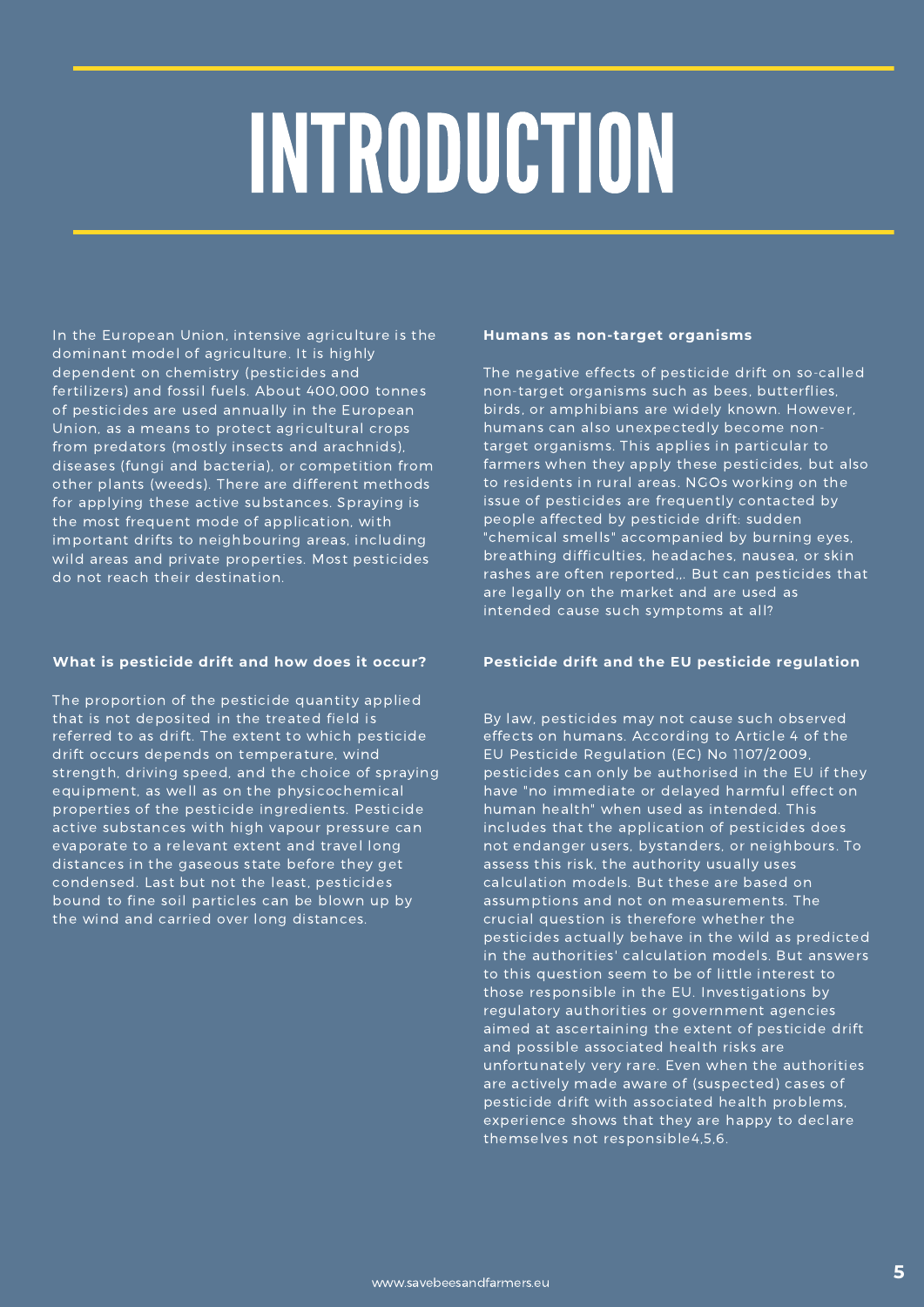# INTRODUCTION

In the European Union, intensive agriculture is the dominant model of agriculture. It is highly dependent on chemistry (pesticides and fertilizers) and fossil fuels. About 400,000 tonnes of pesticides are used annually in the European Union, as a means to protect agricultural crops from predators (mostly insects and arachnids), diseases (fungi and bacteria), or competition from other plants (weeds). There are different methods for applying these active substances. Spraying is the most frequent mode of application, with important drifts to neighbouring areas, including wild areas and private properties. Most pesticides do not reach their destination.

**What is pesticide drift and how does it occur?**

The proportion of the pesticide quantity applied that is not deposited in the treated field is referred to as drift. The extent to which pesticide drift occurs depends on temperature, wind strength, driving speed, and the choice of spraying equipment, as well as on the physicochemical properties of the pesticide ingredients. Pesticide active substances with high vapour pressure can evaporate to a relevant extent and travel long distances in the gaseous state before they get condensed. Last but not the least, pesticides bound to fine soil particles can be blown up by the wind and carried over long distances.

**Humans as non-target organisms**

The negative effects of pesticide drift on so-called non-target organisms such as bees, butterflies, birds, or amphibians are widely known. However, humans can also unexpectedly become non-target organisms. This applies in particular to farmers when they apply these pesticides, but also to residents in rural areas. NGOs working on the issue of pesticides are frequently contacted by people affected by pesticide drift: sudden "chemical smells" accompanied by burning eyes, breathing difficulties, headaches, nausea, or skin rashes are often reported,,. But can pesticides that are legally on the market and are used as intended cause such symptoms at all?

**Pesticide drift and the EU pesticide regulation**

By law, pesticides may not cause such observed effects on humans. According to Article 4 of the EU Pesticide Regulation (EC) No 1107/2009, pesticides can only be authorised in the EU if they have "no immediate or delayed harmful effect on human health" when used as intended. This includes that the application of pesticides does not endanger users, bystanders, or neighbours. To assess this risk, the authority usually uses calculation models. But these are based on assumptions and not on measurements. The crucial question is therefore whether the pesticides actually behave in the wild as predicted in the authorities' calculation models. But answers to this question seem to be of little interest to those responsible in the EU. Investigations by regulatory authorities or government agencies aimed at ascertaining the extent of pesticide drift and possible associated health risks are unfortunately very rare. Even when the authorities are actively made aware of (suspected) cases of pesticide drift with associated health problems, experience shows that they are happy to declare themselves not responsible[4,5,6].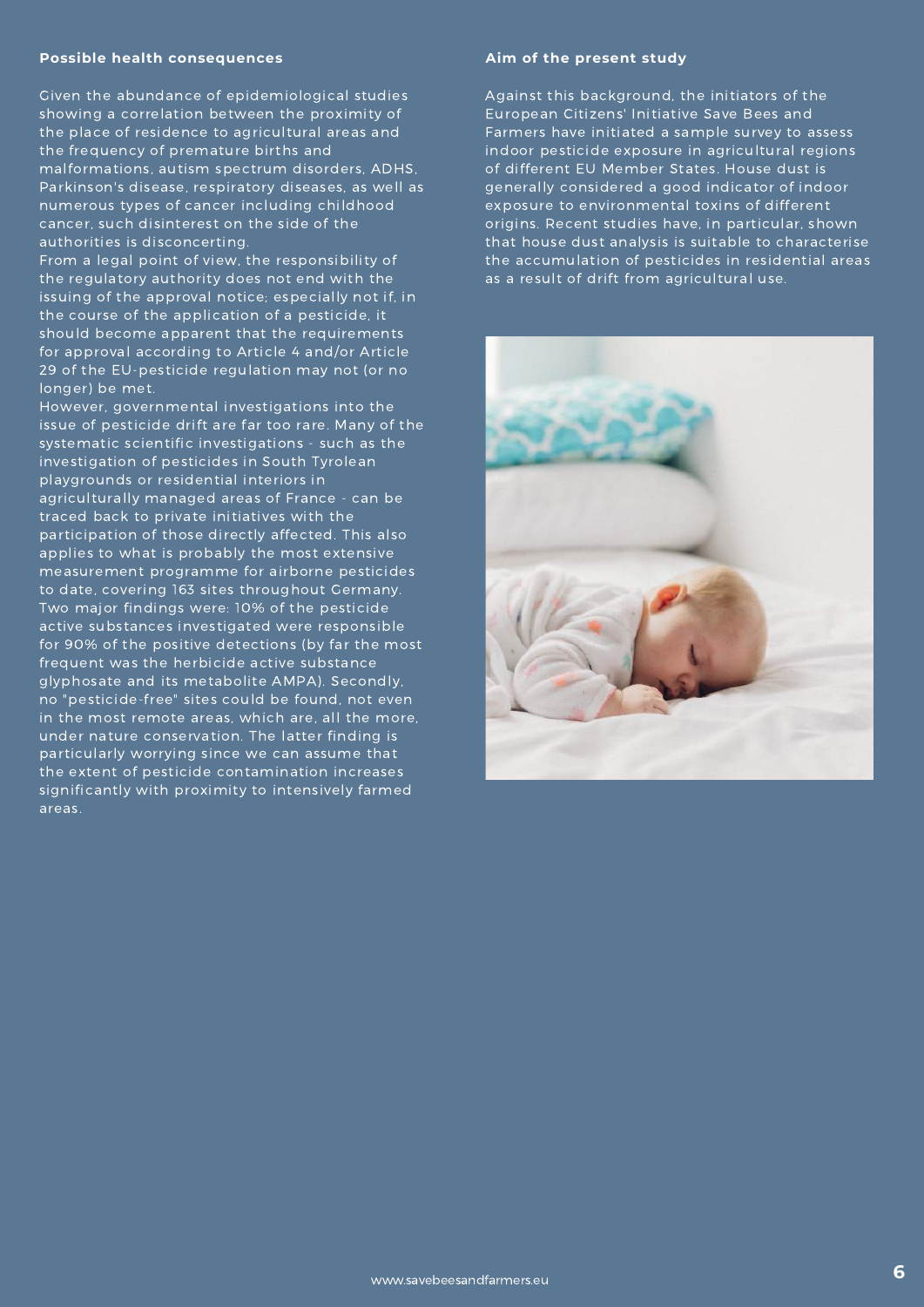## Possible health consequences

Given the abundance of epidemiological studies showing a correlation between the proximity of the place of residence to agricultural areas and the frequency of premature births and malformations, autism spectrum disorders, ADHS, Parkinson's disease, respiratory diseases, as well as numerous types of cancer including childhood cancer, such disinterest on the side of the authorities is disconcerting.

From a legal point of view, the responsibility of the regulatory authority does not end with the issuing of the approval notice; especially not if, in the course of the application of a pesticide, it should become apparent that the requirements for approval according to Article 4 and/or Article 29 of the EU-pesticide regulation may not (or no longer) be met.

However, governmental investigations into the issue of pesticide drift are far too rare. Many of the systematic scientific investigations - such as the investigation of pesticides in South Tyrolean playgrounds or residential interiors in agriculturally managed areas of France - can be traced back to private initiatives with the participation of those directly affected. This also applies to what is probably the most extensive measurement programme for airborne pesticides to date, covering 163 sites throughout Germany. Two major findings were: 10% of the pesticide active substances investigated were responsible for 90% of the positive detections (by far the most frequent was the herbicide active substance glyphosate and its metabolite AMPA). Secondly, no "pesticide-free" sites could be found, not even in the most remote areas, which are, all the more, under nature conservation. The latter finding is particularly worrying since we can assume that the extent of pesticide contamination increases significantly with proximity to intensively farmed areas.

## Aim of the present study

Against this background, the initiators of the European Citizens' Initiative Save Bees and Farmers have initiated a sample survey to assess indoor pesticide exposure in agricultural regions of different EU Member States. House dust is generally considered a good indicator of indoor exposure to environmental toxins of different origins. Recent studies have, in particular, shown that house dust analysis is suitable to characterise the accumulation of pesticides in residential areas as a result of drift from agricultural use.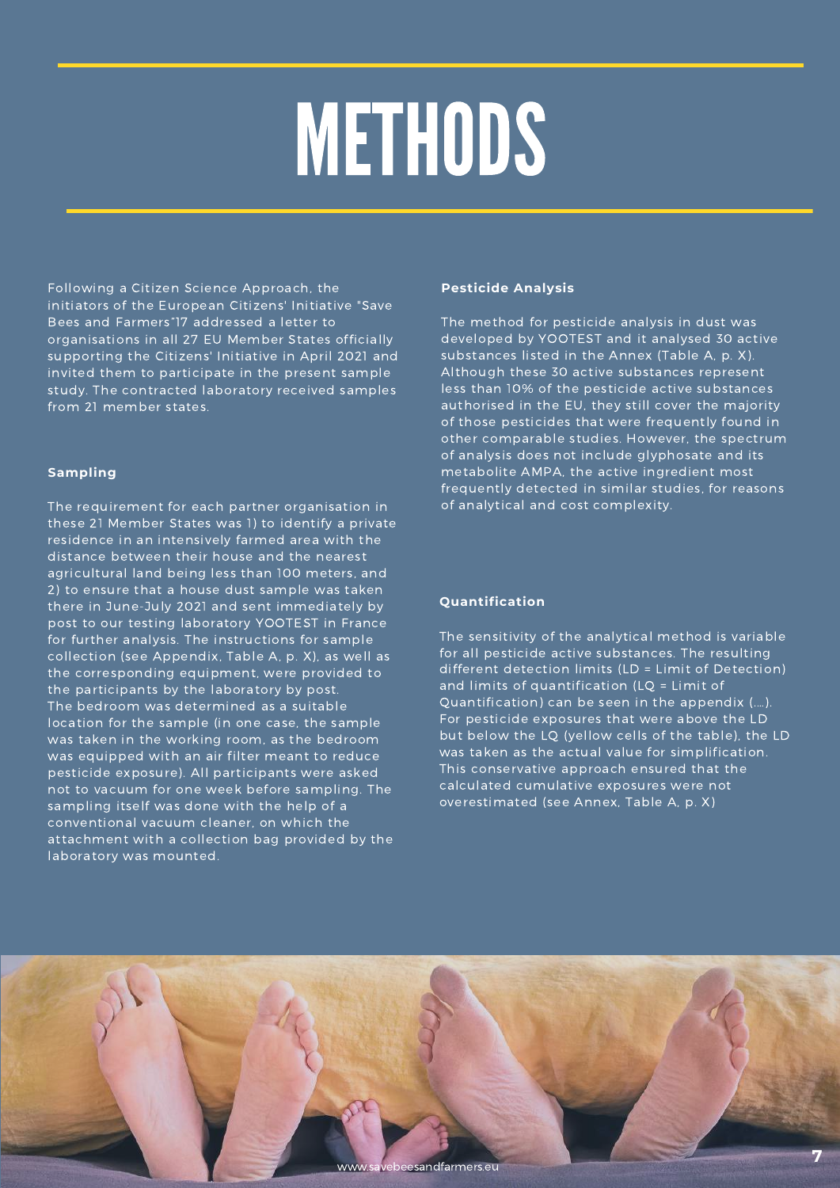# METHODS

Following a Citizen Science Approach, the initiators of the European Citizens' Initiative "Save Bees and Farmers"17 addressed a letter to organisations in all 27 EU Member States officially supporting the Citizens' Initiative in April 2021 and invited them to participate in the present sample study. The contracted laboratory received samples from 21 member states.

**Sampling**

The requirement for each partner organisation in these 21 Member States was 1) to identify a private residence in an intensively farmed area with the distance between their house and the nearest agricultural land being less than 100 meters, and 2) to ensure that a house dust sample was taken there in June-July 2021 and sent immediately by post to our testing laboratory YOOTEST in France for further analysis. The instructions for sample collection (see Appendix, Table A, p. X), as well as the corresponding equipment, were provided to the participants by the laboratory by post.
The bedroom was determined as a suitable location for the sample (in one case, the sample was taken in the working room, as the bedroom was equipped with an air filter meant to reduce pesticide exposure). All participants were asked not to vacuum for one week before sampling. The sampling itself was done with the help of a conventional vacuum cleaner, on which the attachment with a collection bag provided by the laboratory was mounted.

**Pesticide Analysis**

The method for pesticide analysis in dust was developed by YOOTEST and it analysed 30 active substances listed in the Annex (Table A, p. X). Although these 30 active substances represent less than 10% of the pesticide active substances authorised in the EU, they still cover the majority of those pesticides that were frequently found in other comparable studies. However, the spectrum of analysis does not include glyphosate and its metabolite AMPA, the active ingredient most frequently detected in similar studies, for reasons of analytical and cost complexity.

**Quantification**

The sensitivity of the analytical method is variable for all pesticide active substances. The resulting different detection limits (LD = Limit of Detection) and limits of quantification (LQ = Limit of Quantification) can be seen in the appendix (....). For pesticide exposures that were above the LD but below the LQ (yellow cells of the table), the LD was taken as the actual value for simplification. This conservative approach ensured that the calculated cumulative exposures were not overestimated (see Annex, Table A, p. X)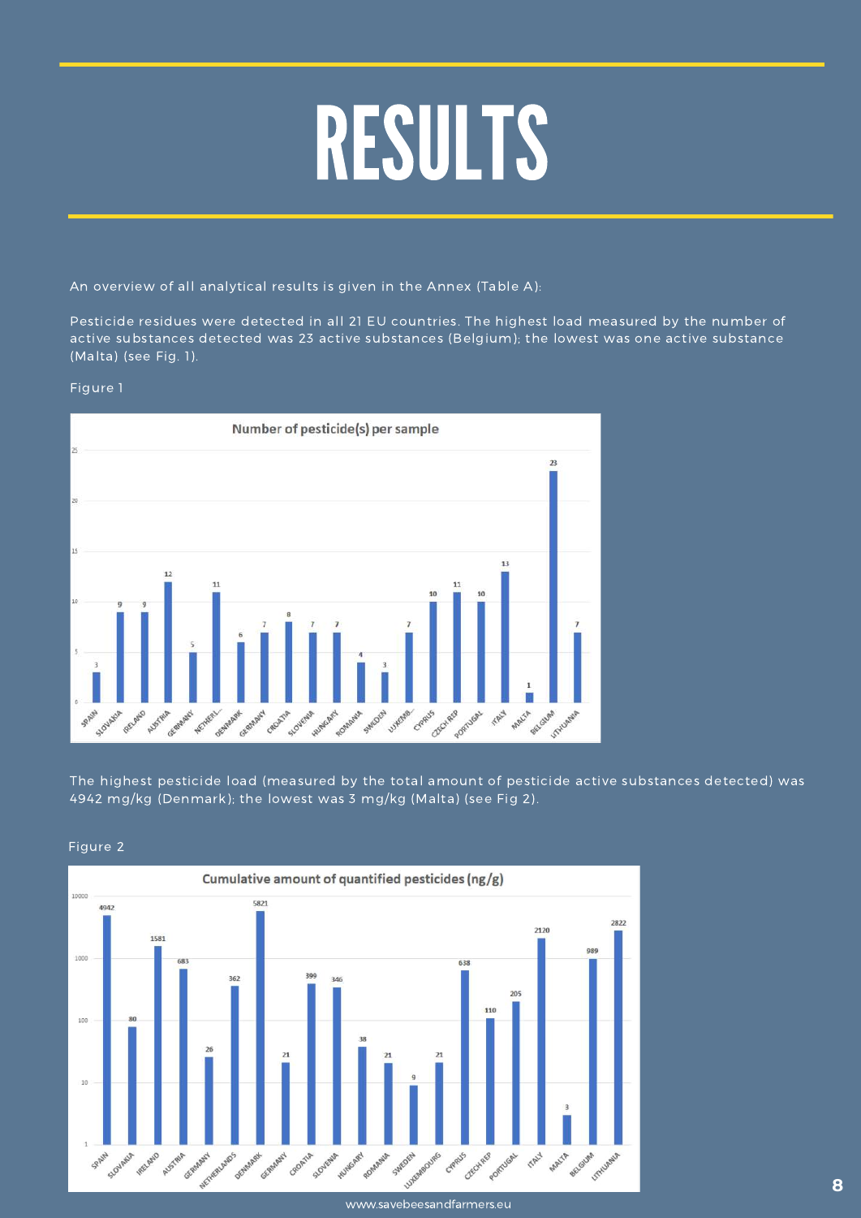# RESULTS

An overview of all analytical results is given in the Annex (Table A):

Pesticide residues were detected in all 21 EU countries. The highest load measured by the number of active substances detected was 23 active substances (Belgium); the lowest was one active substance (Malta) (see Fig. 1).

Figure 1

**Number of pesticide(s) per sample**

| Country | Number |
|---|---|
| SPAIN | 3 |
| SLOVAKIA | 9 |
| IRELAND | 9 |
| AUSTRIA | 12 |
| GERMANY | 5 |
| NETHERL... | 11 |
| DENMARK | 6 |
| GERMANY | 7 |
| CROATIA | 8 |
| SLOVENIA | 7 |
| HUNGARY | 7 |
| ROMANIA | 4 |
| SWEDEN | 3 |
| LUXEMB... | 7 |
| CYPRUS | 10 |
| CZECH REP | 11 |
| PORTUGAL | 10 |
| ITALY | 13 |
| MALTA | 1 |
| BELGIUM | 23 |
| LITHUANIA | 7 |

The highest pesticide load (measured by the total amount of pesticide active substances detected) was 4942 mg/kg (Denmark); the lowest was 3 mg/kg (Malta) (see Fig 2).

Figure 2

**Cumulative amount of quantified pesticides (ng/g)**

| Country | Amount (ng/g) |
|---|---|
| SPAIN | 4942 |
| SLOVAKIA | 80 |
| IRELAND | 1581 |
| AUSTRIA | 683 |
| GERMANY | 26 |
| NETHERLANDS | 362 |
| DENMARK | 5821 |
| GERMANY | 21 |
| CROATIA | 399 |
| SLOVENIA | 346 |
| HUNGARY | 38 |
| ROMANIA | 21 |
| SWEDEN | 9 |
| LUXEMBOURG | 21 |
| CYPRUS | 638 |
| CZECH REP | 110 |
| PORTUGAL | 205 |
| ITALY | 2120 |
| MALTA | 3 |
| BELGIUM | 989 |
| LITHUANIA | 2822 |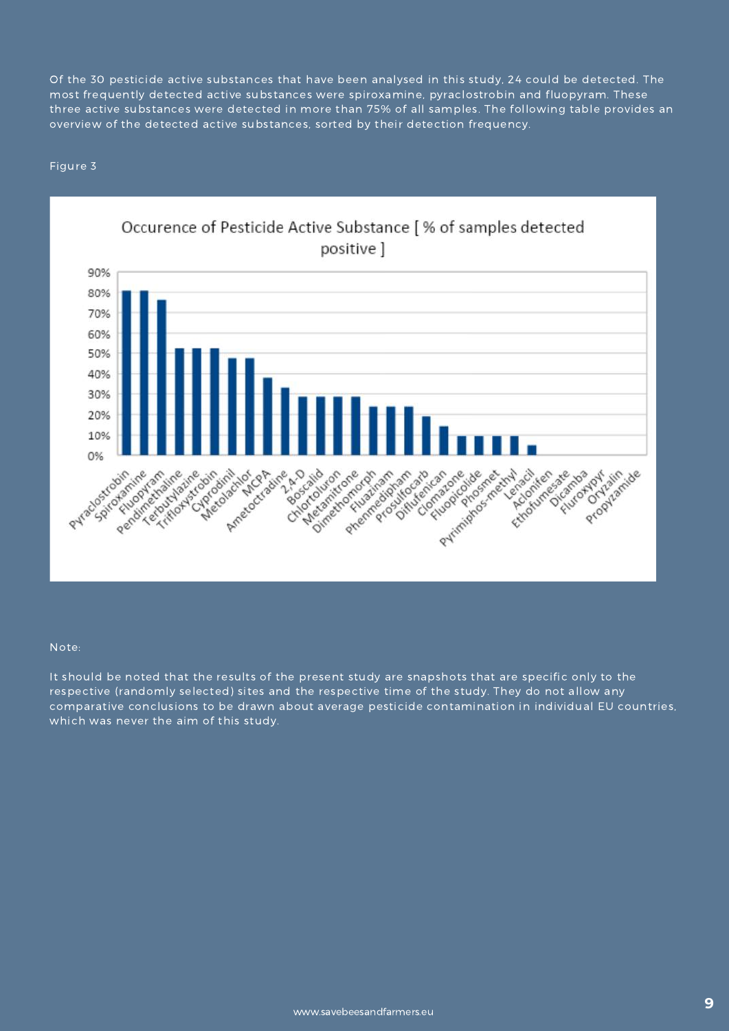Of the 30 pesticide active substances that have been analysed in this study, 24 could be detected. The most frequently detected active substances were spiroxamine, pyraclostrobin and fluopyram. These three active substances were detected in more than 75% of all samples. The following table provides an overview of the detected active substances, sorted by their detection frequency.

Figure 3

Occurence of Pesticide Active Substance [ % of samples detected positive ]

| Active substance | % of samples detected positive (approx.) |
|---|---|
| Pyraclostrobin | 81% |
| Spiroxamine | 81% |
| Fluopyram | 76% |
| Pendimethaline | 52% |
| Terbutylazine | 52% |
| Trifloxystrobin | 52% |
| Cyprodinil | 48% |
| Metolachlor | 48% |
| MCPA | 38% |
| Ametoctradine | 33% |
| 2,4-D | 29% |
| Boscalid | 29% |
| Chlortoluron | 29% |
| Metamitrone | 29% |
| Dimethomorph | 24% |
| Fluazinam | 24% |
| Phenmedipham | 24% |
| Prosulfocarb | 19% |
| Diflufenican | 14% |
| Clomazone | 10% |
| Fluopicolide | 10% |
| Phosmet | 10% |
| Pyrimiphos-methyl | 10% |
| Lenacil | 5% |
| Aclonifen | 0% |
| Ethofumesate | 0% |
| Dicamba | 0% |
| Fluroxypyr | 0% |
| Oryzalin | 0% |
| Propyzamide | 0% |

Note:

It should be noted that the results of the present study are snapshots that are specific only to the respective (randomly selected) sites and the respective time of the study. They do not allow any comparative conclusions to be drawn about average pesticide contamination in individual EU countries, which was never the aim of this study.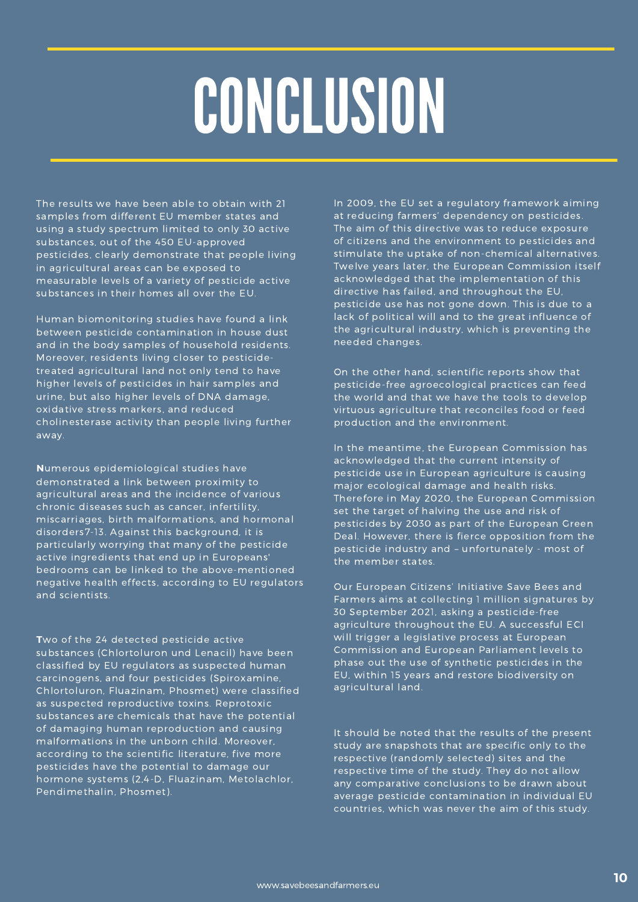# CONCLUSION

The results we have been able to obtain with 21 samples from different EU member states and using a study spectrum limited to only 30 active substances, out of the 450 EU-approved pesticides, clearly demonstrate that people living in agricultural areas can be exposed to measurable levels of a variety of pesticide active substances in their homes all over the EU.

Human biomonitoring studies have found a link between pesticide contamination in house dust and in the body samples of household residents. Moreover, residents living closer to pesticide-treated agricultural land not only tend to have higher levels of pesticides in hair samples and urine, but also higher levels of DNA damage, oxidative stress markers, and reduced cholinesterase activity than people living further away.

**N**umerous epidemiological studies have demonstrated a link between proximity to agricultural areas and the incidence of various chronic diseases such as cancer, infertility, miscarriages, birth malformations, and hormonal disorders7-13. Against this background, it is particularly worrying that many of the pesticide active ingredients that end up in Europeans' bedrooms can be linked to the above-mentioned negative health effects, according to EU regulators and scientists.

**T**wo of the 24 detected pesticide active substances (Chlortoluron und Lenacil) have been classified by EU regulators as suspected human carcinogens, and four pesticides (Spiroxamine, Chlortoluron, Fluazinam, Phosmet) were classified as suspected reproductive toxins. Reprotoxic substances are chemicals that have the potential of damaging human reproduction and causing malformations in the unborn child. Moreover, according to the scientific literature, five more pesticides have the potential to damage our hormone systems (2,4-D, Fluazinam, Metolachlor, Pendimethalin, Phosmet).

In 2009, the EU set a regulatory framework aiming at reducing farmers' dependency on pesticides. The aim of this directive was to reduce exposure of citizens and the environment to pesticides and stimulate the uptake of non-chemical alternatives. Twelve years later, the European Commission itself acknowledged that the implementation of this directive has failed, and throughout the EU, pesticide use has not gone down. This is due to a lack of political will and to the great influence of the agricultural industry, which is preventing the needed changes.

On the other hand, scientific reports show that pesticide-free agroecological practices can feed the world and that we have the tools to develop virtuous agriculture that reconciles food or feed production and the environment.

In the meantime, the European Commission has acknowledged that the current intensity of pesticide use in European agriculture is causing major ecological damage and health risks. Therefore in May 2020, the European Commission set the target of halving the use and risk of pesticides by 2030 as part of the European Green Deal. However, there is fierce opposition from the pesticide industry and – unfortunately - most of the member states.

Our European Citizens' Initiative Save Bees and Farmers aims at collecting 1 million signatures by 30 September 2021, asking a pesticide-free agriculture throughout the EU. A successful ECI will trigger a legislative process at European Commission and European Parliament levels to phase out the use of synthetic pesticides in the EU, within 15 years and restore biodiversity on agricultural land.

It should be noted that the results of the present study are snapshots that are specific only to the respective (randomly selected) sites and the respective time of the study. They do not allow any comparative conclusions to be drawn about average pesticide contamination in individual EU countries, which was never the aim of this study.

www.savebeesandfarmers.eu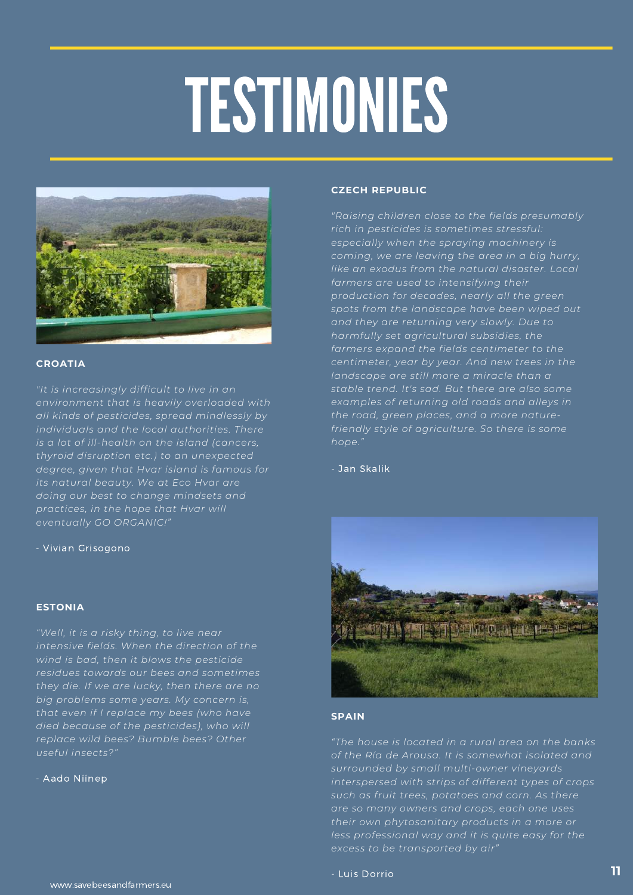# TESTIMONIES

### CROATIA

*"It is increasingly difficult to live in an environment that is heavily overloaded with all kinds of pesticides, spread mindlessly by individuals and the local authorities. There is a lot of ill-health on the island (cancers, thyroid disruption etc.) to an unexpected degree, given that Hvar island is famous for its natural beauty. We at Eco Hvar are doing our best to change mindsets and practices, in the hope that Hvar will eventually GO ORGANIC!"*

- Vivian Grisogono

### ESTONIA

*"Well, it is a risky thing, to live near intensive fields. When the direction of the wind is bad, then it blows the pesticide residues towards our bees and sometimes they die. If we are lucky, then there are no big problems some years. My concern is, that even if I replace my bees (who have died because of the pesticides), who will replace wild bees? Bumble bees? Other useful insects?"*

- Aado Niinep

### CZECH REPUBLIC

*"Raising children close to the fields presumably rich in pesticides is sometimes stressful: especially when the spraying machinery is coming, we are leaving the area in a big hurry, like an exodus from the natural disaster. Local farmers are used to intensifying their production for decades, nearly all the green spots from the landscape have been wiped out and they are returning very slowly. Due to harmfully set agricultural subsidies, the farmers expand the fields centimeter to the centimeter, year by year. And new trees in the landscape are still more a miracle than a stable trend. It's sad. But there are also some examples of returning old roads and alleys in the road, green places, and a more nature-friendly style of agriculture. So there is some hope."*

- Jan Skalik

### SPAIN

*"The house is located in a rural area on the banks of the Ría de Arousa. It is somewhat isolated and surrounded by small multi-owner vineyards interspersed with strips of different types of crops such as fruit trees, potatoes and corn. As there are so many owners and crops, each one uses their own phytosanitary products in a more or less professional way and it is quite easy for the excess to be transported by air"*

- Luis Dorrio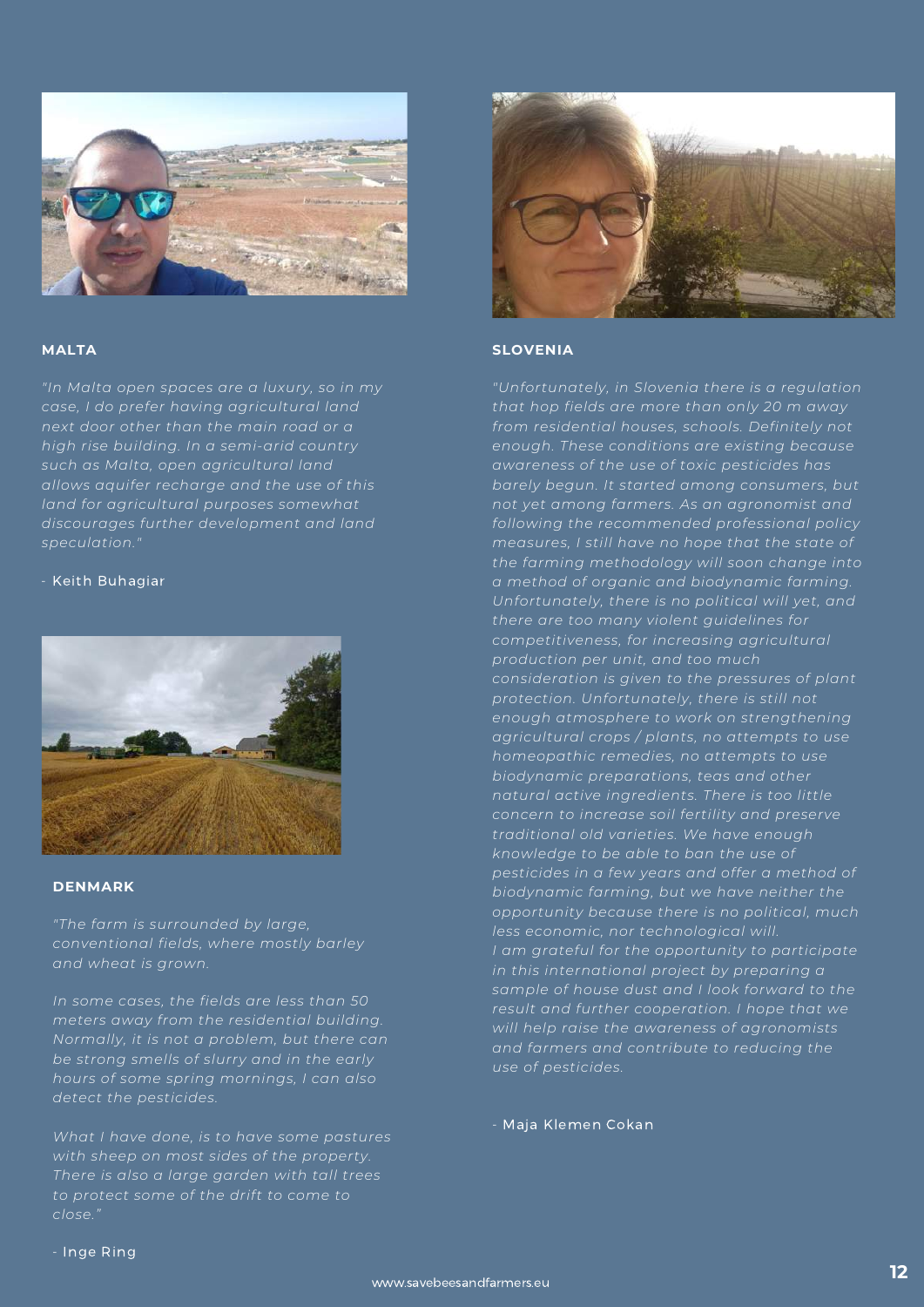### MALTA

*"In Malta open spaces are a luxury, so in my case, I do prefer having agricultural land next door other than the main road or a high rise building. In a semi-arid country such as Malta, open agricultural land allows aquifer recharge and the use of this land for agricultural purposes somewhat discourages further development and land speculation."*

- Keith Buhagiar

### DENMARK

*"The farm is surrounded by large, conventional fields, where mostly barley and wheat is grown.*

*In some cases, the fields are less than 50 meters away from the residential building. Normally, it is not a problem, but there can be strong smells of slurry and in the early hours of some spring mornings, I can also detect the pesticides.*

*What I have done, is to have some pastures with sheep on most sides of the property. There is also a large garden with tall trees to protect some of the drift to come to close."*

- Inge Ring

### SLOVENIA

*"Unfortunately, in Slovenia there is a regulation that hop fields are more than only 20 m away from residential houses, schools. Definitely not enough. These conditions are existing because awareness of the use of toxic pesticides has barely begun. It started among consumers, but not yet among farmers. As an agronomist and following the recommended professional policy measures, I still have no hope that the state of the farming methodology will soon change into a method of organic and biodynamic farming. Unfortunately, there is no political will yet, and there are too many violent guidelines for competitiveness, for increasing agricultural production per unit, and too much consideration is given to the pressures of plant protection. Unfortunately, there is still not enough atmosphere to work on strengthening agricultural crops / plants, no attempts to use homeopathic remedies, no attempts to use biodynamic preparations, teas and other natural active ingredients. There is too little concern to increase soil fertility and preserve traditional old varieties. We have enough knowledge to be able to ban the use of pesticides in a few years and offer a method of biodynamic farming, but we have neither the opportunity because there is no political, much less economic, nor technological will.*
*I am grateful for the opportunity to participate in this international project by preparing a sample of house dust and I look forward to the result and further cooperation. I hope that we will help raise the awareness of agronomists and farmers and contribute to reducing the use of pesticides.*

- Maja Klemen Cokan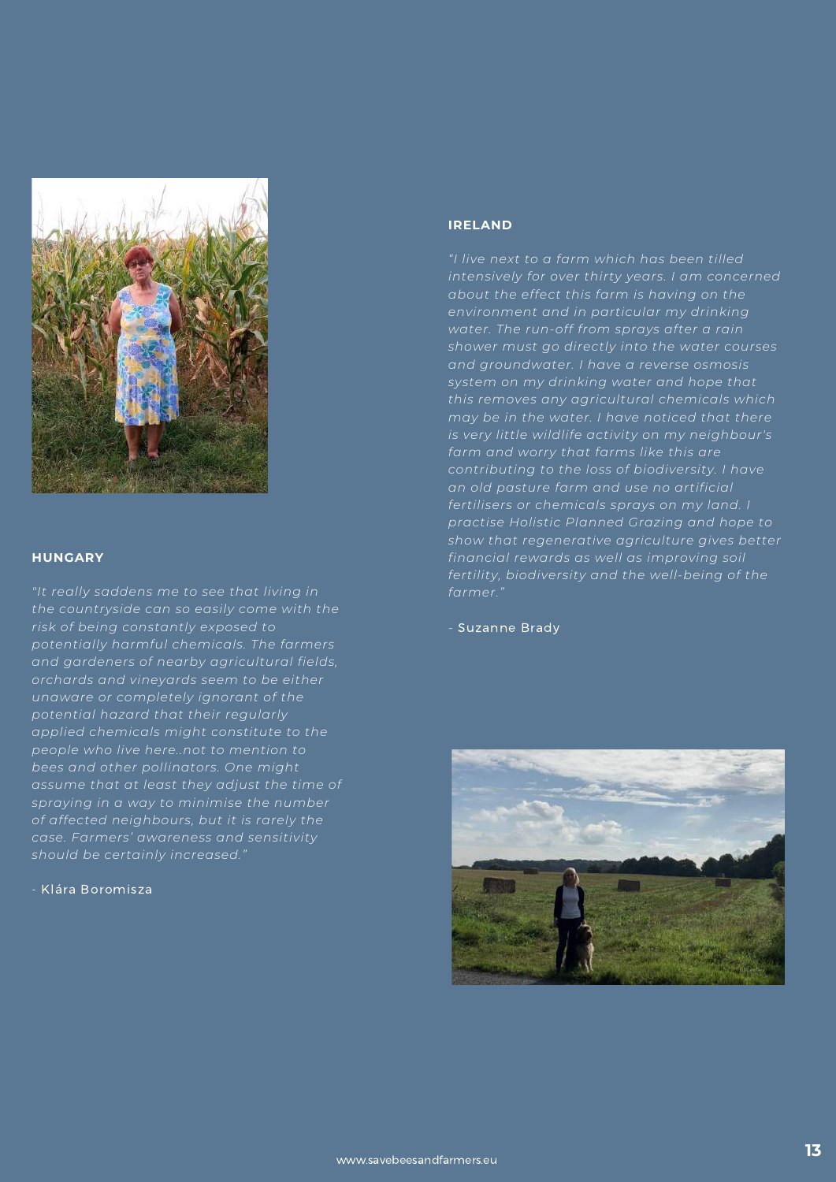## HUNGARY

*"It really saddens me to see that living in the countryside can so easily come with the risk of being constantly exposed to potentially harmful chemicals. The farmers and gardeners of nearby agricultural fields, orchards and vineyards seem to be either unaware or completely ignorant of the potential hazard that their regularly applied chemicals might constitute to the people who live here..not to mention to bees and other pollinators. One might assume that at least they adjust the time of spraying in a way to minimise the number of affected neighbours, but it is rarely the case. Farmers' awareness and sensitivity should be certainly increased."*

\- Klára Boromisza

## IRELAND

*"I live next to a farm which has been tilled intensively for over thirty years. I am concerned about the effect this farm is having on the environment and in particular my drinking water. The run-off from sprays after a rain shower must go directly into the water courses and groundwater. I have a reverse osmosis system on my drinking water and hope that this removes any agricultural chemicals which may be in the water. I have noticed that there is very little wildlife activity on my neighbour's farm and worry that farms like this are contributing to the loss of biodiversity. I have an old pasture farm and use no artificial fertilisers or chemicals sprays on my land. I practise Holistic Planned Grazing and hope to show that regenerative agriculture gives better financial rewards as well as improving soil fertility, biodiversity and the well-being of the farmer."*

\- Suzanne Brady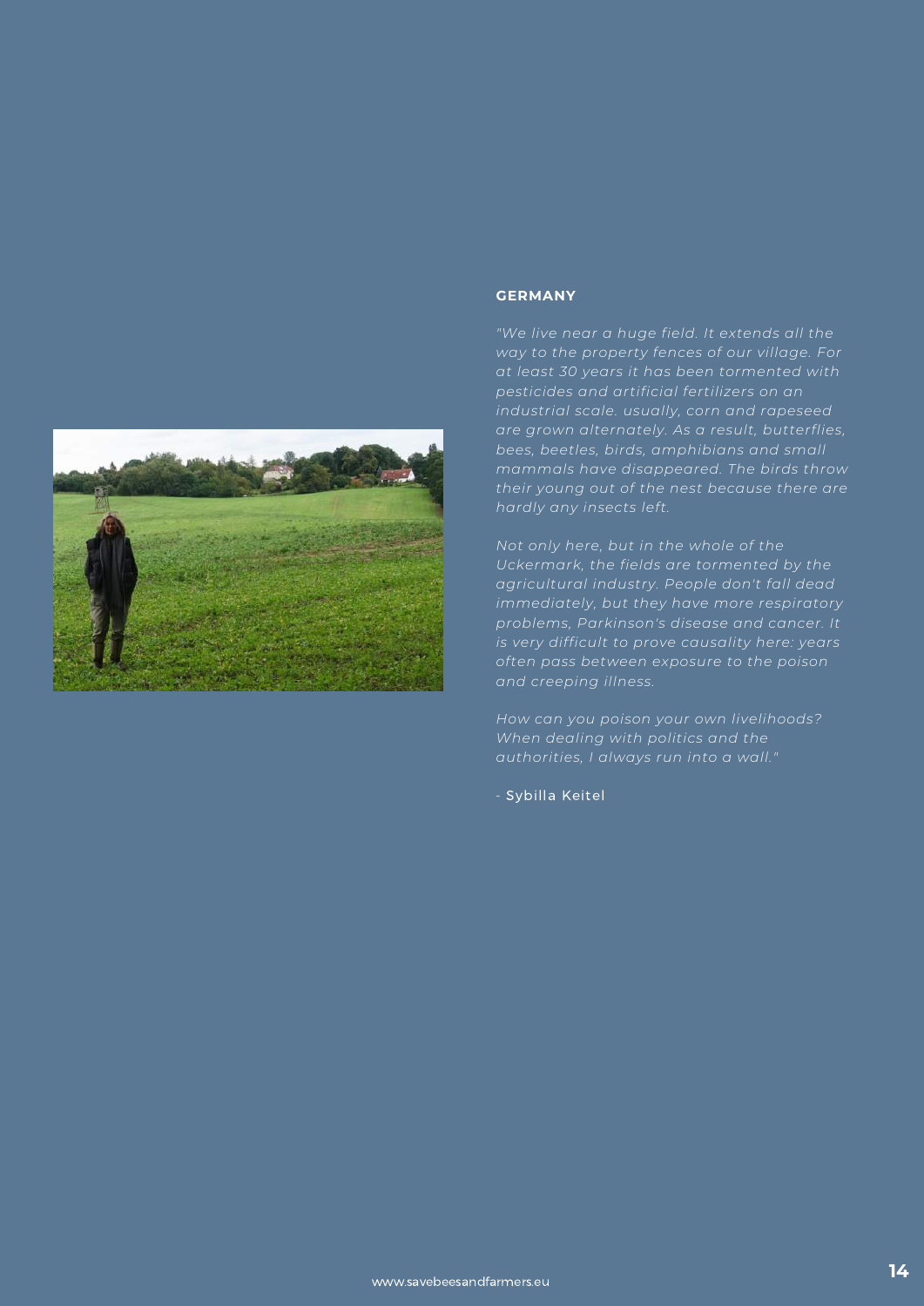**GERMANY**

*"We live near a huge field. It extends all the way to the property fences of our village. For at least 30 years it has been tormented with pesticides and artificial fertilizers on an industrial scale. usually, corn and rapeseed are grown alternately. As a result, butterflies, bees, beetles, birds, amphibians and small mammals have disappeared. The birds throw their young out of the nest because there are hardly any insects left.*

*Not only here, but in the whole of the Uckermark, the fields are tormented by the agricultural industry. People don't fall dead immediately, but they have more respiratory problems, Parkinson's disease and cancer. It is very difficult to prove causality here: years often pass between exposure to the poison and creeping illness.*

*How can you poison your own livelihoods? When dealing with politics and the authorities, I always run into a wall."*

- Sybilla Keitel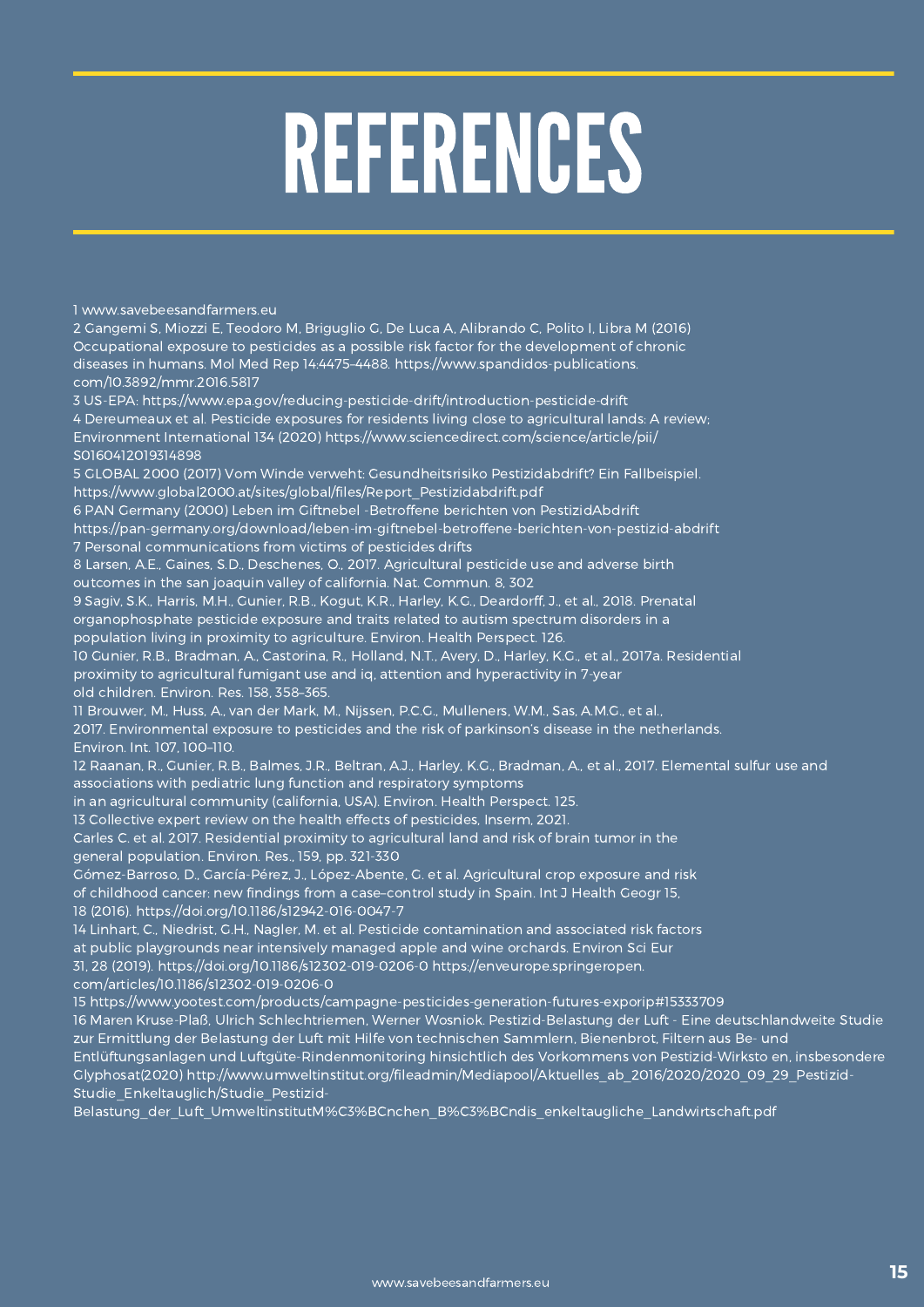# REFERENCES

1 www.savebeesandfarmers.eu

2 Gangemi S, Miozzi E, Teodoro M, Briguglio G, De Luca A, Alibrando C, Polito I, Libra M (2016) Occupational exposure to pesticides as a possible risk factor for the development of chronic diseases in humans. Mol Med Rep 14:4475–4488. https://www.spandidos-publications.com/10.3892/mmr.2016.5817

3 US-EPA: https://www.epa.gov/reducing-pesticide-drift/introduction-pesticide-drift

4 Dereumeaux et al. Pesticide exposures for residents living close to agricultural lands: A review; Environment International 134 (2020) https://www.sciencedirect.com/science/article/pii/S0160412019314898

5 GLOBAL 2000 (2017) Vom Winde verweht: Gesundheitsrisiko Pestizidabdrift? Ein Fallbeispiel. https://www.global2000.at/sites/global/files/Report_Pestizidabdrift.pdf

6 PAN Germany (2000) Leben im Giftnebel -Betroffene berichten von PestizidAbdrift https://pan-germany.org/download/leben-im-giftnebel-betroffene-berichten-von-pestizid-abdrift

7 Personal communications from victims of pesticides drifts

8 Larsen, A.E., Gaines, S.D., Deschenes, O., 2017. Agricultural pesticide use and adverse birth outcomes in the san joaquin valley of california. Nat. Commun. 8, 302

9 Sagiv, S.K., Harris, M.H., Gunier, R.B., Kogut, K.R., Harley, K.G., Deardorff, J., et al., 2018. Prenatal organophosphate pesticide exposure and traits related to autism spectrum disorders in a population living in proximity to agriculture. Environ. Health Perspect. 126.

10 Gunier, R.B., Bradman, A., Castorina, R., Holland, N.T., Avery, D., Harley, K.G., et al., 2017a. Residential proximity to agricultural fumigant use and iq, attention and hyperactivity in 7-year old children. Environ. Res. 158, 358–365.

11 Brouwer, M., Huss, A., van der Mark, M., Nijssen, P.C.G., Mulleners, W.M., Sas, A.M.G., et al., 2017. Environmental exposure to pesticides and the risk of parkinson's disease in the netherlands. Environ. Int. 107, 100–110.

12 Raanan, R., Gunier, R.B., Balmes, J.R., Beltran, A.J., Harley, K.G., Bradman, A., et al., 2017. Elemental sulfur use and associations with pediatric lung function and respiratory symptoms in an agricultural community (california, USA). Environ. Health Perspect. 125.

13 Collective expert review on the health effects of pesticides, Inserm, 2021.
Carles C. et al. 2017. Residential proximity to agricultural land and risk of brain tumor in the general population. Environ. Res., 159, pp. 321-330
Gómez-Barroso, D., García-Pérez, J., López-Abente, G. et al. Agricultural crop exposure and risk of childhood cancer: new findings from a case–control study in Spain. Int J Health Geogr 15, 18 (2016). https://doi.org/10.1186/s12942-016-0047-7

14 Linhart, C., Niedrist, G.H., Nagler, M. et al. Pesticide contamination and associated risk factors at public playgrounds near intensively managed apple and wine orchards. Environ Sci Eur 31, 28 (2019). https://doi.org/10.1186/s12302-019-0206-0 https://enveurope.springeropen.com/articles/10.1186/s12302-019-0206-0

15 https://www.yootest.com/products/campagne-pesticides-generation-futures-exporip#15333709

16 Maren Kruse-Plaß, Ulrich Schlechtriemen, Werner Wosniok. Pestizid-Belastung der Luft - Eine deutschlandweite Studie zur Ermittlung der Belastung der Luft mit Hilfe von technischen Sammlern, Bienenbrot, Filtern aus Be- und Entlüftungsanlagen und Luftgüte-Rindenmonitoring hinsichtlich des Vorkommens von Pestizid-Wirksto en, insbesondere Glyphosat(2020) http://www.umweltinstitut.org/fileadmin/Mediapool/Aktuelles_ab_2016/2020/2020_09_29_Pestizid-Studie_Enkeltauglich/Studie_Pestizid-Belastung_der_Luft_UmweltinstitutM%C3%BCnchen_B%C3%BCndis_enkeltaugliche_Landwirtschaft.pdf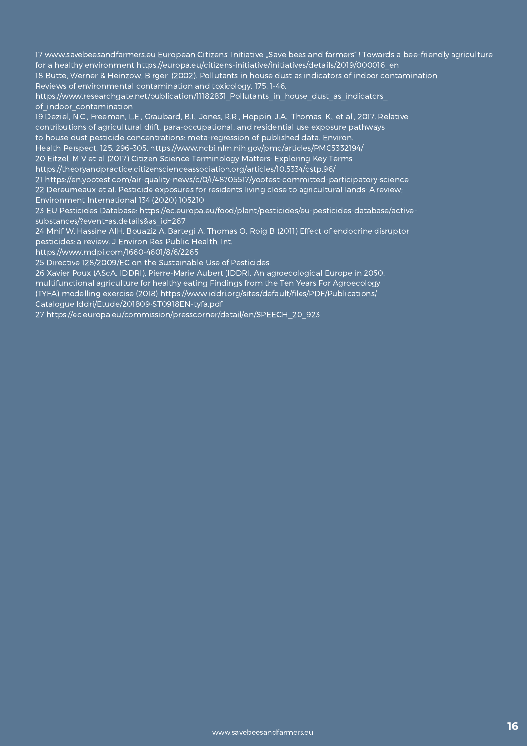17 www.savebeesandfarmers.eu European Citizens' Initiative „Save bees and farmers" ! Towards a bee-friendly agriculture for a healthy environment https://europa.eu/citizens-initiative/initiatives/details/2019/000016_en

18 Butte, Werner & Heinzow, Birger. (2002). Pollutants in house dust as indicators of indoor contamination. Reviews of environmental contamination and toxicology. 175. 1-46. https://www.researchgate.net/publication/11182831_Pollutants_in_house_dust_as_indicators_of_indoor_contamination

19 Deziel, N.C., Freeman, L.E., Graubard, B.I., Jones, R.R., Hoppin, J.A., Thomas, K., et al., 2017. Relative contributions of agricultural drift, para-occupational, and residential use exposure pathways to house dust pesticide concentrations: meta-regression of published data. Environ. Health Perspect. 125, 296–305. https://www.ncbi.nlm.nih.gov/pmc/articles/PMC5332194/

20 Eitzel, M V et al (2017) Citizen Science Terminology Matters: Exploring Key Terms https://theoryandpractice.citizenscienceassociation.org/articles/10.5334/cstp.96/

21 https://en.yootest.com/air-quality-news/c/0/i/48705517/yootest-committed-participatory-science

22 Dereumeaux et al. Pesticide exposures for residents living close to agricultural lands: A review; Environment International 134 (2020) 105210

23 EU Pesticides Database: https://ec.europa.eu/food/plant/pesticides/eu-pesticides-database/active-substances/?event=as.details&as_id=267

24 Mnif W, Hassine AIH, Bouaziz A, Bartegi A, Thomas O, Roig B (2011) Effect of endocrine disruptor pesticides: a review. J Environ Res Public Health, Int. https://www.mdpi.com/1660-4601/8/6/2265

25 Directive 128/2009/EC on the Sustainable Use of Pesticides.

26 Xavier Poux (AScA, IDDRI), Pierre-Marie Aubert (IDDRI. An agroecological Europe in 2050: multifunctional agriculture for healthy eating Findings from the Ten Years For Agroecology (TYFA) modelling exercise (2018) https://www.iddri.org/sites/default/files/PDF/Publications/Catalogue Iddri/Etude/201809-ST0918EN-tyfa.pdf

27 https://ec.europa.eu/commission/presscorner/detail/en/SPEECH_20_923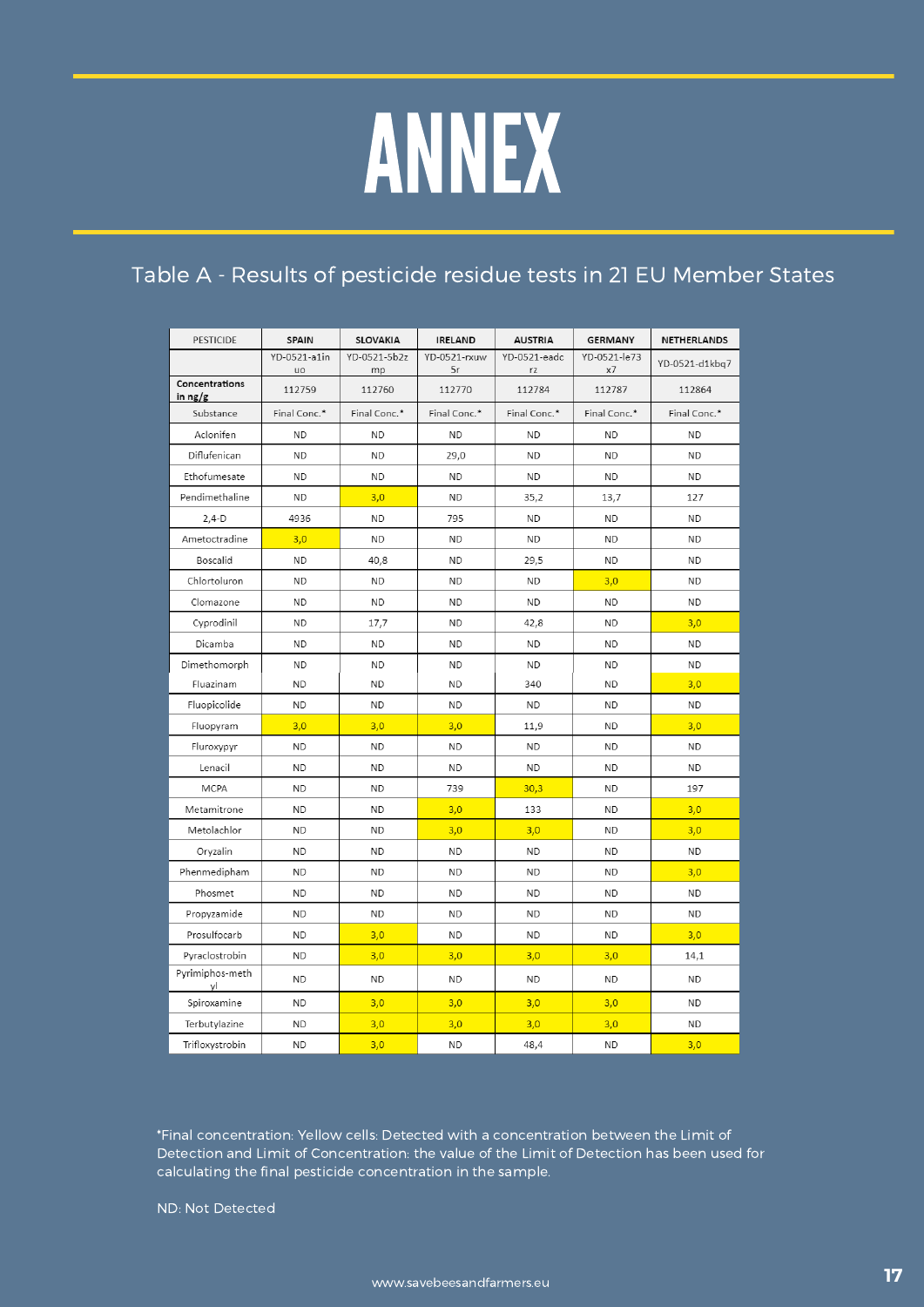# ANNEX

## Table A - Results of pesticide residue tests in 21 EU Member States

| PESTICIDE | SPAIN | SLOVAKIA | IRELAND | AUSTRIA | GERMANY | NETHERLANDS |
|---|---|---|---|---|---|---|
| | YD-0521-a1in uo | YD-0521-5b2z mp | YD-0521-rxuw 5r | YD-0521-eadc rz | YD-0521-le73 x7 | YD-0521-d1kbq7 |
| **Concentrations in ng/g** | 112759 | 112760 | 112770 | 112784 | 112787 | 112864 |
| Substance | Final Conc.* | Final Conc.* | Final Conc.* | Final Conc.* | Final Conc.* | Final Conc.* |
| Aclonifen | ND | ND | ND | ND | ND | ND |
| Diflufenican | ND | ND | 29,0 | ND | ND | ND |
| Ethofumesate | ND | ND | ND | ND | ND | ND |
| Pendimethaline | ND | 3,0 | ND | 35,2 | 13,7 | 127 |
| 2,4-D | 4936 | ND | 795 | ND | ND | ND |
| Ametoctradine | 3,0 | ND | ND | ND | ND | ND |
| Boscalid | ND | 40,8 | ND | 29,5 | ND | ND |
| Chlortoluron | ND | ND | ND | ND | 3,0 | ND |
| Clomazone | ND | ND | ND | ND | ND | ND |
| Cyprodinil | ND | 17,7 | ND | 42,8 | ND | 3,0 |
| Dicamba | ND | ND | ND | ND | ND | ND |
| Dimethomorph | ND | ND | ND | ND | ND | ND |
| Fluazinam | ND | ND | ND | 340 | ND | 3,0 |
| Fluopicolide | ND | ND | ND | ND | ND | ND |
| Fluopyram | 3,0 | 3,0 | 3,0 | 11,9 | ND | 3,0 |
| Fluroxypyr | ND | ND | ND | ND | ND | ND |
| Lenacil | ND | ND | ND | ND | ND | ND |
| MCPA | ND | ND | 739 | 30,3 | ND | 197 |
| Metamitrone | ND | ND | 3,0 | 133 | ND | 3,0 |
| Metolachlor | ND | ND | 3,0 | 3,0 | ND | 3,0 |
| Oryzalin | ND | ND | ND | ND | ND | ND |
| Phenmedipham | ND | ND | ND | ND | ND | 3,0 |
| Phosmet | ND | ND | ND | ND | ND | ND |
| Propyzamide | ND | ND | ND | ND | ND | ND |
| Prosulfocarb | ND | 3,0 | ND | ND | ND | 3,0 |
| Pyraclostrobin | ND | 3,0 | 3,0 | 3,0 | 3,0 | 14,1 |
| Pyrimiphos-methyl | ND | ND | ND | ND | ND | ND |
| Spiroxamine | ND | 3,0 | 3,0 | 3,0 | 3,0 | ND |
| Terbutylazine | ND | 3,0 | 3,0 | 3,0 | 3,0 | ND |
| Trifloxystrobin | ND | 3,0 | ND | 48,4 | ND | 3,0 |

*Final concentration: Yellow cells: Detected with a concentration between the Limit of Detection and Limit of Concentration: the value of the Limit of Detection has been used for calculating the final pesticide concentration in the sample.

ND: Not Detected

www.savebeesandfarmers.eu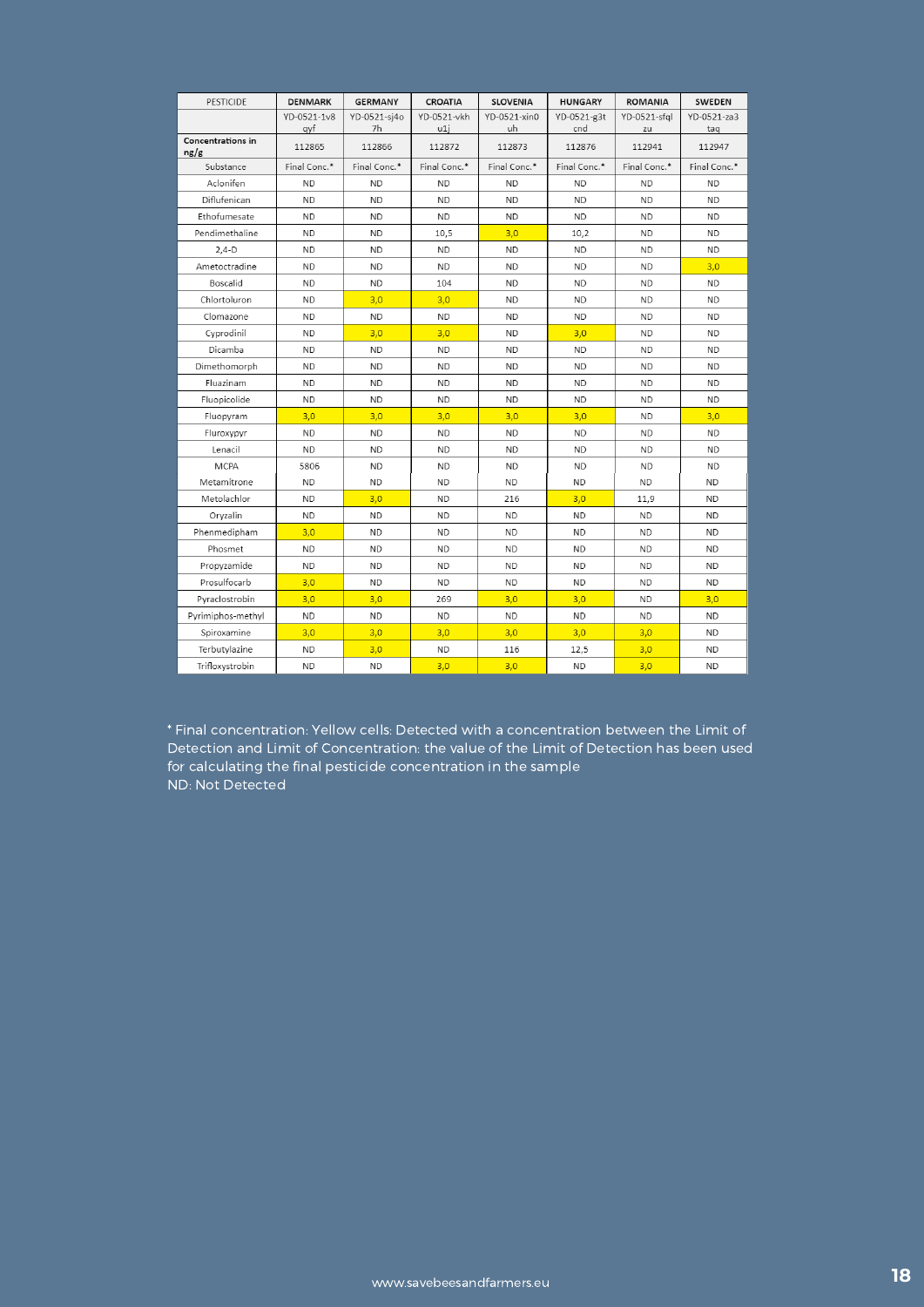| PESTICIDE | DENMARK | GERMANY | CROATIA | SLOVENIA | HUNGARY | ROMANIA | SWEDEN |
|---|---|---|---|---|---|---|---|
| | YD-0521-1v8qyf | YD-0521-sj4o7h | YD-0521-vkhu1j | YD-0521-xin0uh | YD-0521-g3tcnd | YD-0521-sfqlzu | YD-0521-za3taq |
| **Concentrations in ng/g** | 112865 | 112866 | 112872 | 112873 | 112876 | 112941 | 112947 |
| Substance | Final Conc.* | Final Conc.* | Final Conc.* | Final Conc.* | Final Conc.* | Final Conc.* | Final Conc.* |
| Aclonifen | ND | ND | ND | ND | ND | ND | ND |
| Diflufenican | ND | ND | ND | ND | ND | ND | ND |
| Ethofumesate | ND | ND | ND | ND | ND | ND | ND |
| Pendimethaline | ND | ND | 10,5 | 3,0 | 10,2 | ND | ND |
| 2,4-D | ND | ND | ND | ND | ND | ND | ND |
| Ametoctradine | ND | ND | ND | ND | ND | ND | 3,0 |
| Boscalid | ND | ND | 104 | ND | ND | ND | ND |
| Chlortoluron | ND | 3,0 | 3,0 | ND | ND | ND | ND |
| Clomazone | ND | ND | ND | ND | ND | ND | ND |
| Cyprodinil | ND | 3,0 | 3,0 | ND | 3,0 | ND | ND |
| Dicamba | ND | ND | ND | ND | ND | ND | ND |
| Dimethomorph | ND | ND | ND | ND | ND | ND | ND |
| Fluazinam | ND | ND | ND | ND | ND | ND | ND |
| Fluopicolide | ND | ND | ND | ND | ND | ND | ND |
| Fluopyram | 3,0 | 3,0 | 3,0 | 3,0 | 3,0 | ND | 3,0 |
| Fluroxypyr | ND | ND | ND | ND | ND | ND | ND |
| Lenacil | ND | ND | ND | ND | ND | ND | ND |
| MCPA | 5806 | ND | ND | ND | ND | ND | ND |
| Metamitrone | ND | ND | ND | ND | ND | ND | ND |
| Metolachlor | ND | 3,0 | ND | 216 | 3,0 | 11,9 | ND |
| Oryzalin | ND | ND | ND | ND | ND | ND | ND |
| Phenmedipham | 3,0 | ND | ND | ND | ND | ND | ND |
| Phosmet | ND | ND | ND | ND | ND | ND | ND |
| Propyzamide | ND | ND | ND | ND | ND | ND | ND |
| Prosulfocarb | 3,0 | ND | ND | ND | ND | ND | ND |
| Pyraclostrobin | 3,0 | 3,0 | 269 | 3,0 | 3,0 | ND | 3,0 |
| Pyrimiphos-methyl | ND | ND | ND | ND | ND | ND | ND |
| Spiroxamine | 3,0 | 3,0 | 3,0 | 3,0 | 3,0 | 3,0 | ND |
| Terbutylazine | ND | 3,0 | ND | 116 | 12,5 | 3,0 | ND |
| Trifloxystrobin | ND | ND | 3,0 | 3,0 | ND | 3,0 | ND |

* Final concentration: Yellow cells: Detected with a concentration between the Limit of Detection and Limit of Concentration: the value of the Limit of Detection has been used for calculating the final pesticide concentration in the sample
ND: Not Detected

www.savebeesandfarmers.eu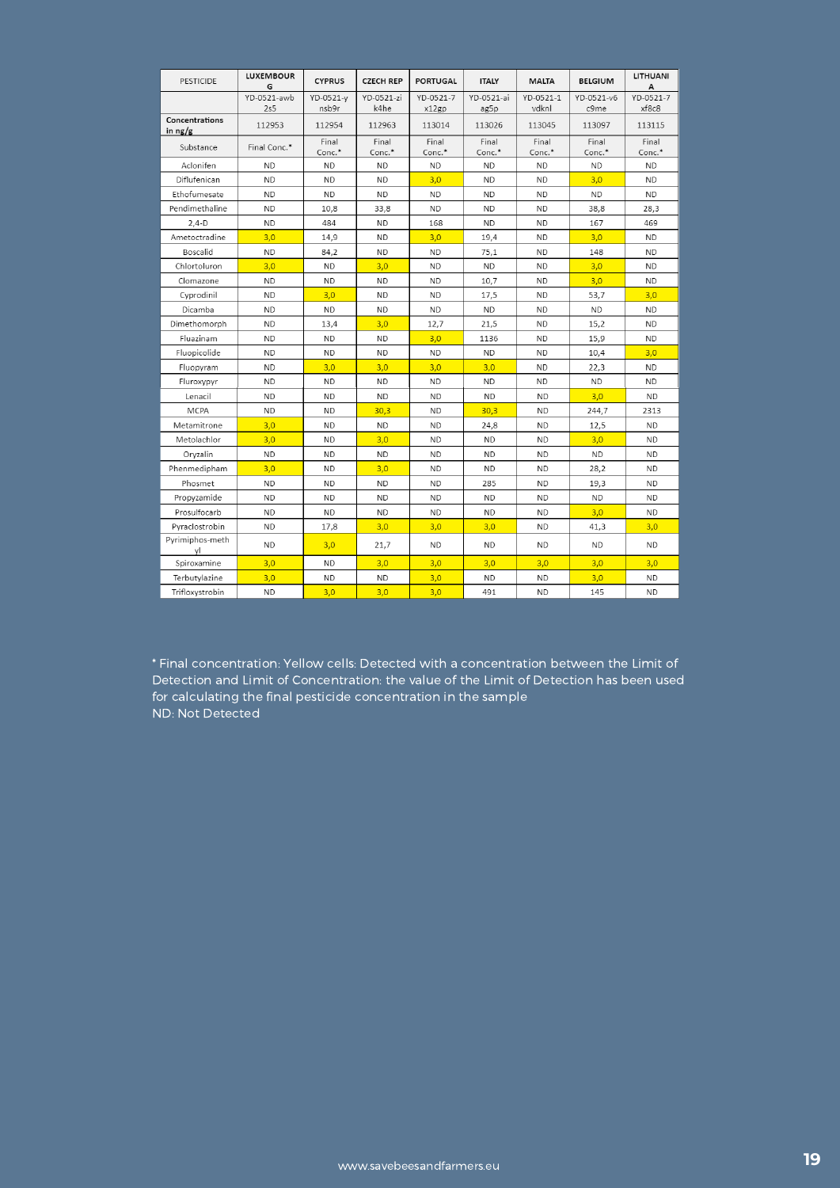| PESTICIDE | LUXEMBOURG | CYPRUS | CZECH REP | PORTUGAL | ITALY | MALTA | BELGIUM | LITHUANIA |
|---|---|---|---|---|---|---|---|---|
| | YD-0521-awb2s5 | YD-0521-ynsb9r | YD-0521-zik4he | YD-0521-7x12gp | YD-0521-aiag5p | YD-0521-1vdknl | YD-0521-v6c9me | YD-0521-7xf8c8 |
| Concentrations in ng/g | 112953 | 112954 | 112963 | 113014 | 113026 | 113045 | 113097 | 113115 |
| Substance | Final Conc.* | Final Conc.* | Final Conc.* | Final Conc.* | Final Conc.* | Final Conc.* | Final Conc.* | Final Conc.* |
| Aclonifen | ND | ND | ND | ND | ND | ND | ND | ND |
| Diflufenican | ND | ND | ND | 3,0 | ND | ND | 3,0 | ND |
| Ethofumesate | ND | ND | ND | ND | ND | ND | ND | ND |
| Pendimethaline | ND | 10,8 | 33,8 | ND | ND | ND | 38,8 | 28,3 |
| 2,4-D | ND | 484 | ND | 168 | ND | ND | 167 | 469 |
| Ametoctradine | 3,0 | 14,9 | ND | 3,0 | 19,4 | ND | 3,0 | ND |
| Boscalid | ND | 84,2 | ND | ND | 75,1 | ND | 148 | ND |
| Chlortoluron | 3,0 | ND | 3,0 | ND | ND | ND | 3,0 | ND |
| Clomazone | ND | ND | ND | ND | 10,7 | ND | 3,0 | ND |
| Cyprodinil | ND | 3,0 | ND | ND | 17,5 | ND | 53,7 | 3,0 |
| Dicamba | ND | ND | ND | ND | ND | ND | ND | ND |
| Dimethomorph | ND | 13,4 | 3,0 | 12,7 | 21,5 | ND | 15,2 | ND |
| Fluazinam | ND | ND | ND | 3,0 | 1136 | ND | 15,9 | ND |
| Fluopicolide | ND | ND | ND | ND | ND | ND | 10,4 | 3,0 |
| Fluopyram | ND | 3,0 | 3,0 | 3,0 | 3,0 | ND | 22,3 | ND |
| Fluroxypyr | ND | ND | ND | ND | ND | ND | ND | ND |
| Lenacil | ND | ND | ND | ND | ND | ND | 3,0 | ND |
| MCPA | ND | ND | 30,3 | ND | 30,3 | ND | 244,7 | 2313 |
| Metamitrone | 3,0 | ND | ND | ND | 24,8 | ND | 12,5 | ND |
| Metolachlor | 3,0 | ND | 3,0 | ND | ND | ND | 3,0 | ND |
| Oryzalin | ND | ND | ND | ND | ND | ND | ND | ND |
| Phenmedipham | 3,0 | ND | 3,0 | ND | ND | ND | 28,2 | ND |
| Phosmet | ND | ND | ND | ND | 285 | ND | 19,3 | ND |
| Propyzamide | ND | ND | ND | ND | ND | ND | ND | ND |
| Prosulfocarb | ND | ND | ND | ND | ND | ND | 3,0 | ND |
| Pyraclostrobin | ND | 17,8 | 3,0 | 3,0 | 3,0 | ND | 41,3 | 3,0 |
| Pyrimiphos-methyl | ND | 3,0 | 21,7 | ND | ND | ND | ND | ND |
| Spiroxamine | 3,0 | ND | 3,0 | 3,0 | 3,0 | 3,0 | 3,0 | 3,0 |
| Terbutylazine | 3,0 | ND | ND | 3,0 | ND | ND | 3,0 | ND |
| Trifloxystrobin | ND | 3,0 | 3,0 | 3,0 | 491 | ND | 145 | ND |

* Final concentration: Yellow cells: Detected with a concentration between the Limit of Detection and Limit of Concentration: the value of the Limit of Detection has been used for calculating the final pesticide concentration in the sample
ND: Not Detected

www.savebeesandfarmers.eu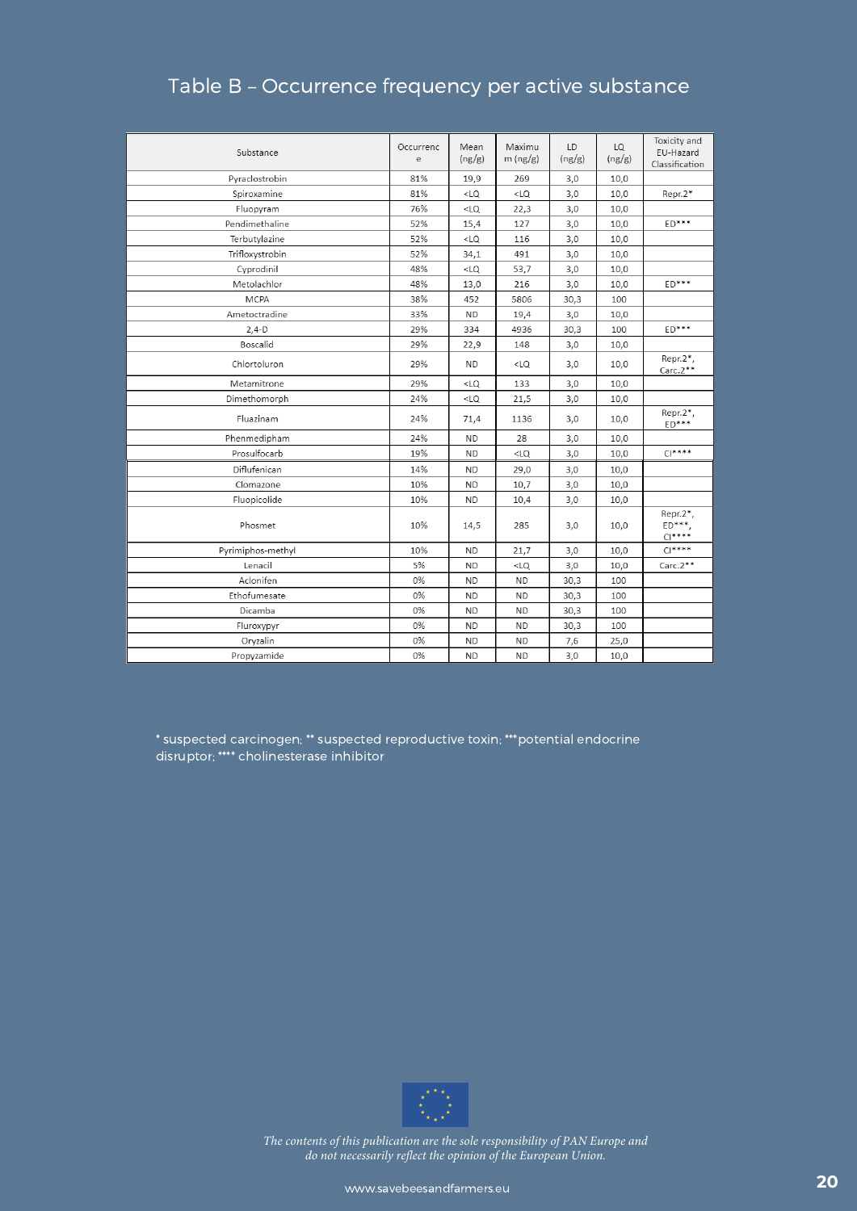# Table B – Occurrence frequency per active substance

| Substance | Occurrence | Mean (ng/g) | Maximum (ng/g) | LD (ng/g) | LQ (ng/g) | Toxicity and EU-Hazard Classification |
|---|---|---|---|---|---|---|
| Pyraclostrobin | 81% | 19,9 | 269 | 3,0 | 10,0 | |
| Spiroxamine | 81% | <LQ | <LQ | 3,0 | 10,0 | Repr.2* |
| Fluopyram | 76% | <LQ | 22,3 | 3,0 | 10,0 | |
| Pendimethaline | 52% | 15,4 | 127 | 3,0 | 10,0 | ED*** |
| Terbutylazine | 52% | <LQ | 116 | 3,0 | 10,0 | |
| Trifloxystrobin | 52% | 34,1 | 491 | 3,0 | 10,0 | |
| Cyprodinil | 48% | <LQ | 53,7 | 3,0 | 10,0 | |
| Metolachlor | 48% | 13,0 | 216 | 3,0 | 10,0 | ED*** |
| MCPA | 38% | 452 | 5806 | 30,3 | 100 | |
| Ametoctradine | 33% | ND | 19,4 | 3,0 | 10,0 | |
| 2,4-D | 29% | 334 | 4936 | 30,3 | 100 | ED*** |
| Boscalid | 29% | 22,9 | 148 | 3,0 | 10,0 | |
| Chlortoluron | 29% | ND | <LQ | 3,0 | 10,0 | Repr.2*, Carc.2** |
| Metamitrone | 29% | <LQ | 133 | 3,0 | 10,0 | |
| Dimethomorph | 24% | <LQ | 21,5 | 3,0 | 10,0 | |
| Fluazinam | 24% | 71,4 | 1136 | 3,0 | 10,0 | Repr.2*, ED*** |
| Phenmedipham | 24% | ND | 28 | 3,0 | 10,0 | |
| Prosulfocarb | 19% | ND | <LQ | 3,0 | 10,0 | CI**** |
| Diflufenican | 14% | ND | 29,0 | 3,0 | 10,0 | |
| Clomazone | 10% | ND | 10,7 | 3,0 | 10,0 | |
| Fluopicolide | 10% | ND | 10,4 | 3,0 | 10,0 | |
| Phosmet | 10% | 14,5 | 285 | 3,0 | 10,0 | Repr.2*, ED***, CI**** |
| Pyrimiphos-methyl | 10% | ND | 21,7 | 3,0 | 10,0 | CI**** |
| Lenacil | 5% | ND | <LQ | 3,0 | 10,0 | Carc.2** |
| Aclonifen | 0% | ND | ND | 30,3 | 100 | |
| Ethofumesate | 0% | ND | ND | 30,3 | 100 | |
| Dicamba | 0% | ND | ND | 30,3 | 100 | |
| Fluroxypyr | 0% | ND | ND | 30,3 | 100 | |
| Oryzalin | 0% | ND | ND | 7,6 | 25,0 | |
| Propyzamide | 0% | ND | ND | 3,0 | 10,0 | |

* suspected carcinogen; ** suspected reproductive toxin; *** potential endocrine disruptor; **** cholinesterase inhibitor

*The contents of this publication are the sole responsibility of PAN Europe and do not necessarily reflect the opinion of the European Union.*

www.savebeesandfarmers.eu